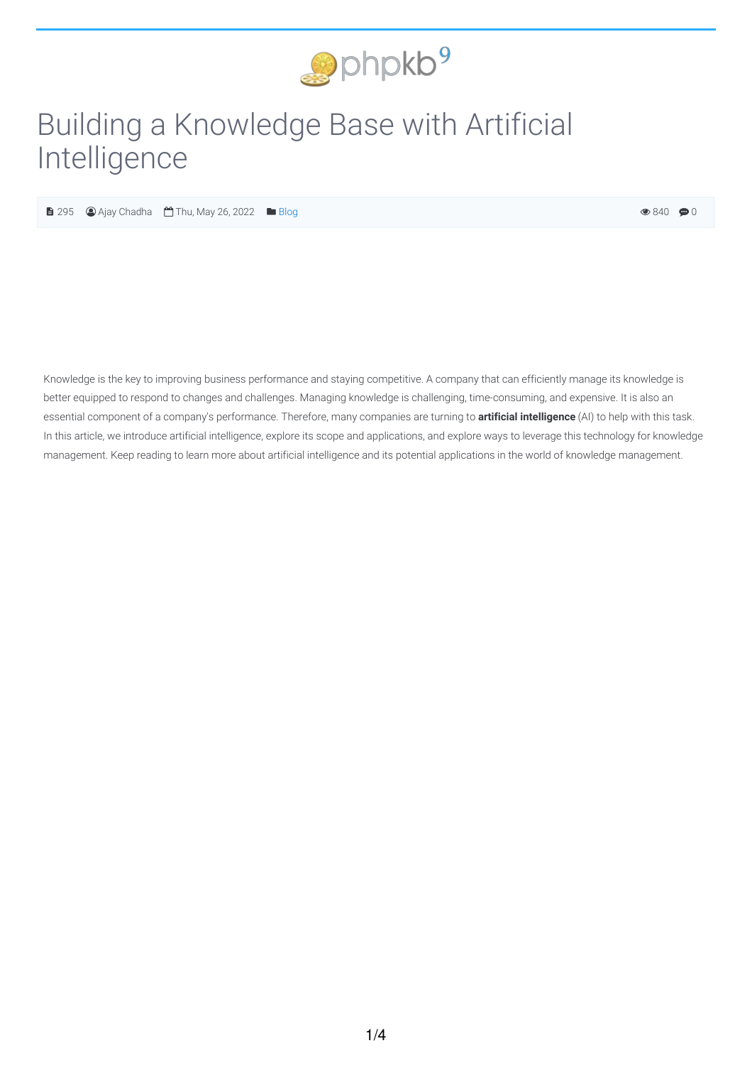# Building a Knowledge Base with Artificial Intelligence

295 Ajay Chadha Thu, May 26, 2022 Blog 840 0

Knowledge is the key to improving business performance and staying competitive. A company that can efficiently manage its knowledge is better equipped to respond to changes and challenges. Managing knowledge is challenging, time-consuming, and expensive. It is also an essential component of a company's performance. Therefore, many companies are turning to **artificial intelligence** (AI) to help with this task. In this article, we introduce artificial intelligence, explore its scope and applications, and explore ways to leverage this technology for knowledge management. Keep reading to learn more about artificial intelligence and its potential applications in the world of knowledge management.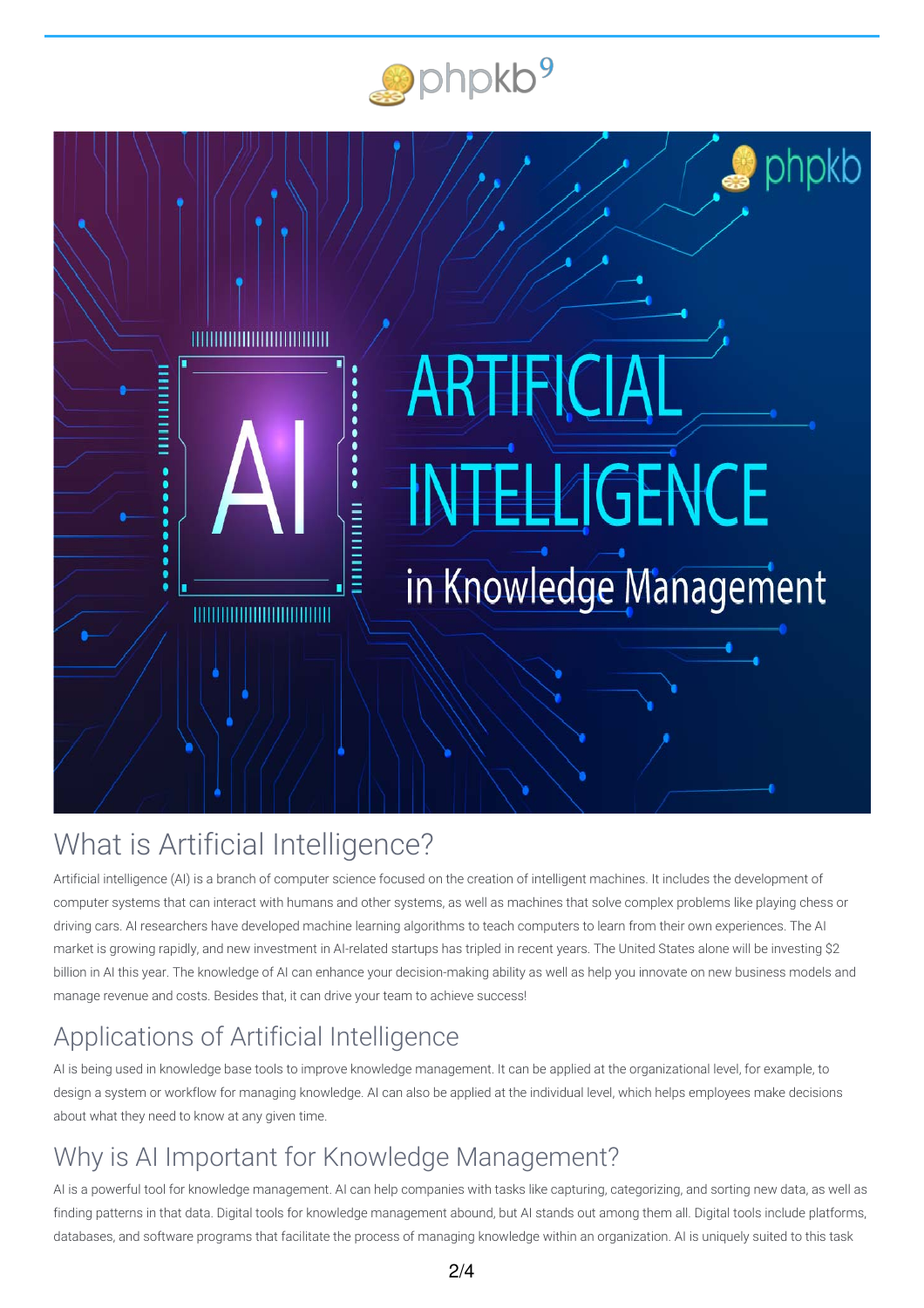## What is Artificial Intelligence?

Artificial intelligence (AI) is a branch of computer science focused on the creation of intelligent machines. It includes the development of computer systems that can interact with humans and other systems, as well as machines that solve complex problems like playing chess or driving cars. AI researchers have developed machine learning algorithms to teach computers to learn from their own experiences. The AI market is growing rapidly, and new investment in AI-related startups has tripled in recent years. The United States alone will be investing $2 billion in AI this year. The knowledge of AI can enhance your decision-making ability as well as help you innovate on new business models and manage revenue and costs. Besides that, it can drive your team to achieve success!

## Applications of Artificial Intelligence

AI is being used in knowledge base tools to improve knowledge management. It can be applied at the organizational level, for example, to design a system or workflow for managing knowledge. AI can also be applied at the individual level, which helps employees make decisions about what they need to know at any given time.

## Why is AI Important for Knowledge Management?

AI is a powerful tool for knowledge management. AI can help companies with tasks like capturing, categorizing, and sorting new data, as well as finding patterns in that data. Digital tools for knowledge management abound, but AI stands out among them all. Digital tools include platforms, databases, and software programs that facilitate the process of managing knowledge within an organization. AI is uniquely suited to this task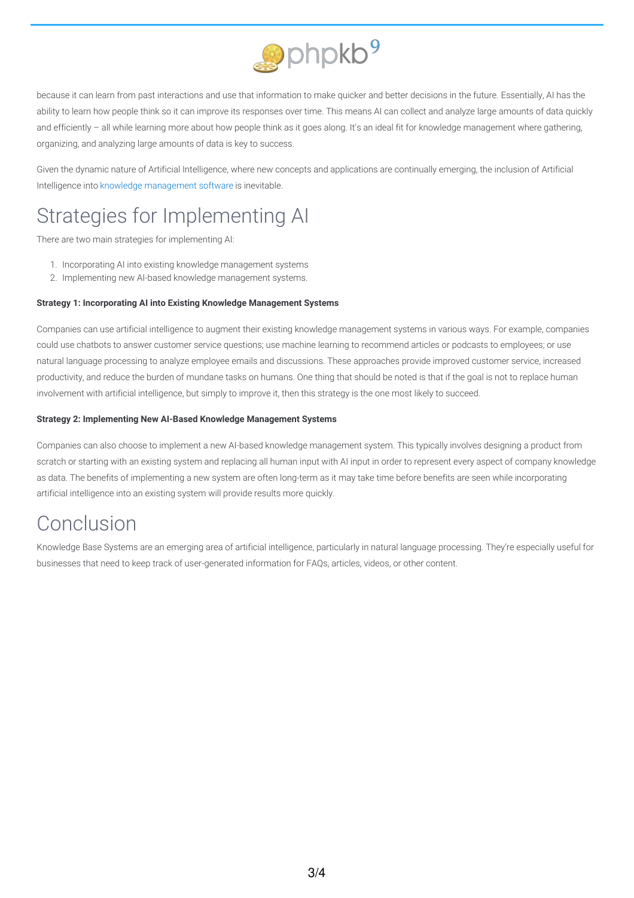because it can learn from past interactions and use that information to make quicker and better decisions in the future. Essentially, AI has the ability to learn how people think so it can improve its responses over time. This means AI can collect and analyze large amounts of data quickly and efficiently – all while learning more about how people think as it goes along. It's an ideal fit for knowledge management where gathering, organizing, and analyzing large amounts of data is key to success.

Given the dynamic nature of Artificial Intelligence, where new concepts and applications are continually emerging, the inclusion of Artificial Intelligence into knowledge management software is inevitable.

# Strategies for Implementing AI

There are two main strategies for implementing AI:

1. Incorporating AI into existing knowledge management systems
2. Implementing new AI-based knowledge management systems.

**Strategy 1: Incorporating AI into Existing Knowledge Management Systems**

Companies can use artificial intelligence to augment their existing knowledge management systems in various ways. For example, companies could use chatbots to answer customer service questions; use machine learning to recommend articles or podcasts to employees; or use natural language processing to analyze employee emails and discussions. These approaches provide improved customer service, increased productivity, and reduce the burden of mundane tasks on humans. One thing that should be noted is that if the goal is not to replace human involvement with artificial intelligence, but simply to improve it, then this strategy is the one most likely to succeed.

**Strategy 2: Implementing New AI-Based Knowledge Management Systems**

Companies can also choose to implement a new AI-based knowledge management system. This typically involves designing a product from scratch or starting with an existing system and replacing all human input with AI input in order to represent every aspect of company knowledge as data. The benefits of implementing a new system are often long-term as it may take time before benefits are seen while incorporating artificial intelligence into an existing system will provide results more quickly.

# Conclusion

Knowledge Base Systems are an emerging area of artificial intelligence, particularly in natural language processing. They're especially useful for businesses that need to keep track of user-generated information for FAQs, articles, videos, or other content.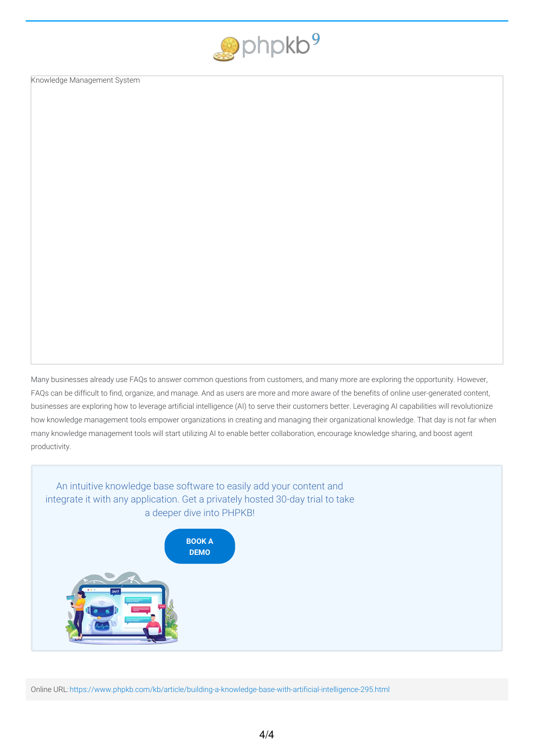Knowledge Management System

Many businesses already use FAQs to answer common questions from customers, and many more are exploring the opportunity. However, FAQs can be difficult to find, organize, and manage. And as users are more and more aware of the benefits of online user-generated content, businesses are exploring how to leverage artificial intelligence (AI) to serve their customers better. Leveraging AI capabilities will revolutionize how knowledge management tools empower organizations in creating and managing their organizational knowledge. That day is not far when many knowledge management tools will start utilizing AI to enable better collaboration, encourage knowledge sharing, and boost agent productivity.

An intuitive knowledge base software to easily add your content and integrate it with any application. Get a privately hosted 30-day trial to take a deeper dive into PHPKB!

**BOOK A DEMO**

Online URL: https://www.phpkb.com/kb/article/building-a-knowledge-base-with-artificial-intelligence-295.html